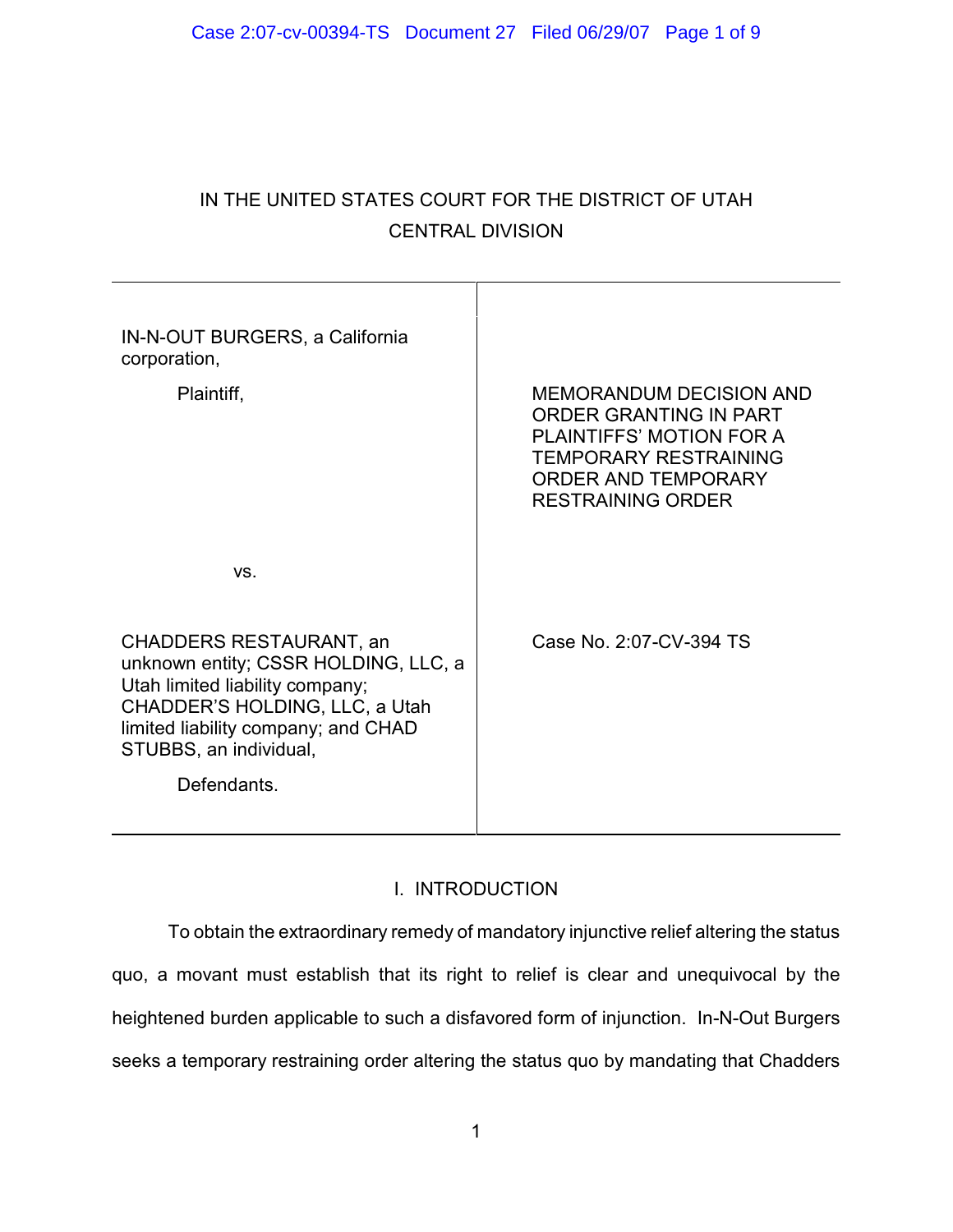IN THE UNITED STATES COURT FOR THE DISTRICT OF UTAH
CENTRAL DIVISION

| | |
|---|---|
| IN-N-OUT BURGERS, a California corporation,<br><br>Plaintiff,<br><br>vs.<br><br>CHADDERS RESTAURANT, an unknown entity; CSSR HOLDING, LLC, a Utah limited liability company; CHADDER'S HOLDING, LLC, a Utah limited liability company; and CHAD STUBBS, an individual,<br><br>Defendants. | MEMORANDUM DECISION AND ORDER GRANTING IN PART PLAINTIFFS' MOTION FOR A TEMPORARY RESTRAINING ORDER AND TEMPORARY RESTRAINING ORDER<br><br>Case No. 2:07-CV-394 TS |

## I. INTRODUCTION

To obtain the extraordinary remedy of mandatory injunctive relief altering the status quo, a movant must establish that its right to relief is clear and unequivocal by the heightened burden applicable to such a disfavored form of injunction. In-N-Out Burgers seeks a temporary restraining order altering the status quo by mandating that Chadders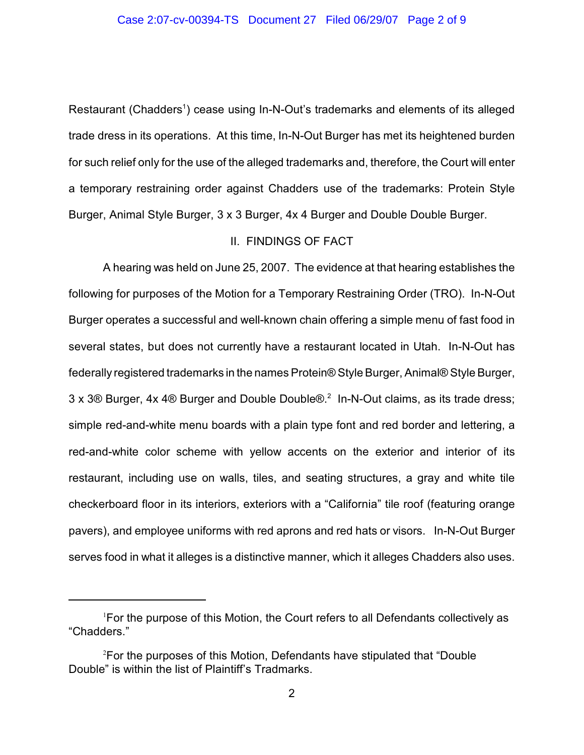Restaurant (Chadders[1]) cease using In-N-Out's trademarks and elements of its alleged trade dress in its operations. At this time, In-N-Out Burger has met its heightened burden for such relief only for the use of the alleged trademarks and, therefore, the Court will enter a temporary restraining order against Chadders use of the trademarks: Protein Style Burger, Animal Style Burger, 3 x 3 Burger, 4x 4 Burger and Double Double Burger.

## II. FINDINGS OF FACT

A hearing was held on June 25, 2007. The evidence at that hearing establishes the following for purposes of the Motion for a Temporary Restraining Order (TRO). In-N-Out Burger operates a successful and well-known chain offering a simple menu of fast food in several states, but does not currently have a restaurant located in Utah. In-N-Out has federally registered trademarks in the names Protein® Style Burger, Animal® Style Burger, 3 x 3® Burger, 4x 4® Burger and Double Double®.[2] In-N-Out claims, as its trade dress; simple red-and-white menu boards with a plain type font and red border and lettering, a red-and-white color scheme with yellow accents on the exterior and interior of its restaurant, including use on walls, tiles, and seating structures, a gray and white tile checkerboard floor in its interiors, exteriors with a "California" tile roof (featuring orange pavers), and employee uniforms with red aprons and red hats or visors. In-N-Out Burger serves food in what it alleges is a distinctive manner, which it alleges Chadders also uses.

---

[1] For the purpose of this Motion, the Court refers to all Defendants collectively as "Chadders."

[2] For the purposes of this Motion, Defendants have stipulated that "Double Double" is within the list of Plaintiff's Tradmarks.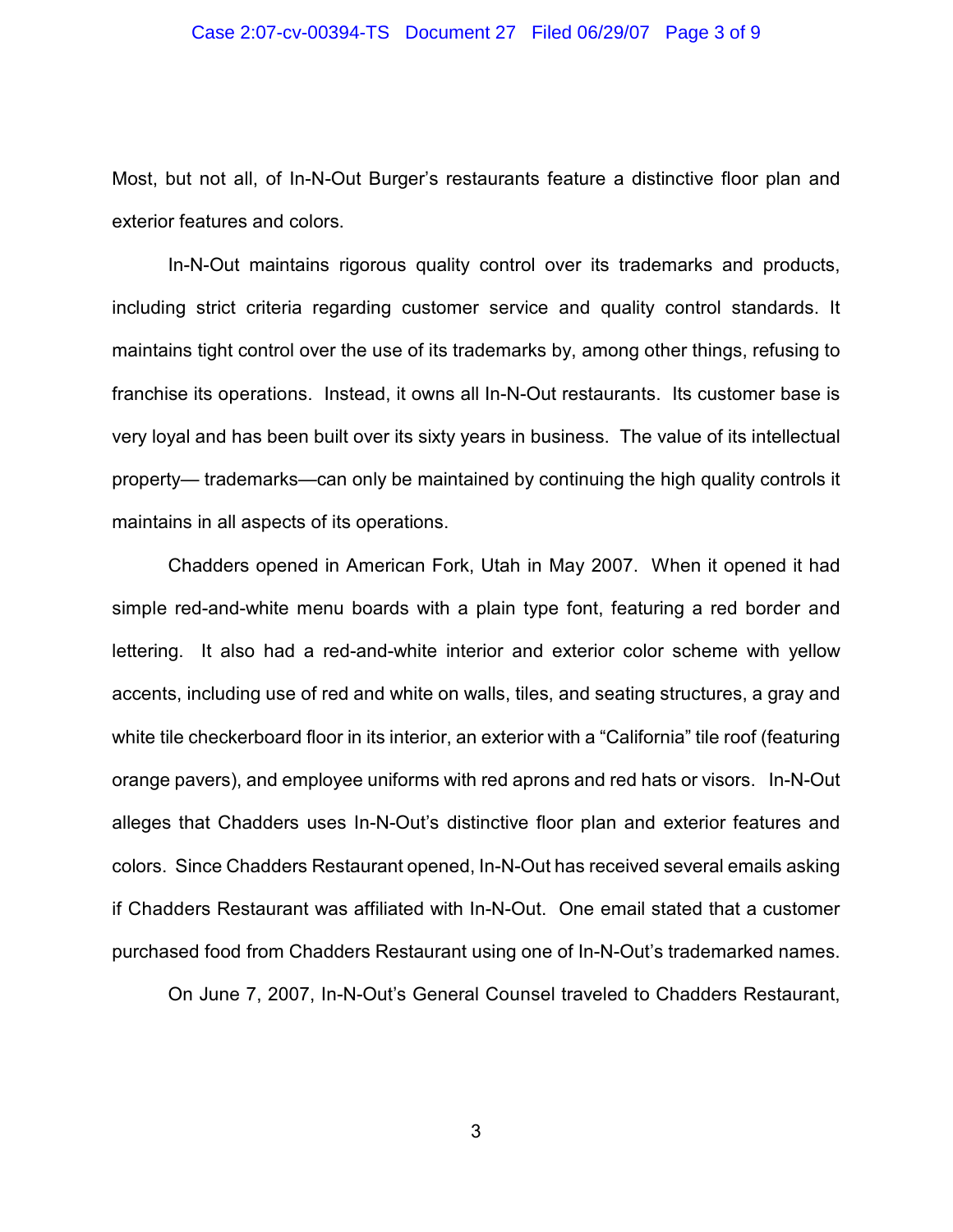Most, but not all, of In-N-Out Burger's restaurants feature a distinctive floor plan and exterior features and colors.

In-N-Out maintains rigorous quality control over its trademarks and products, including strict criteria regarding customer service and quality control standards. It maintains tight control over the use of its trademarks by, among other things, refusing to franchise its operations. Instead, it owns all In-N-Out restaurants. Its customer base is very loyal and has been built over its sixty years in business. The value of its intellectual property— trademarks—can only be maintained by continuing the high quality controls it maintains in all aspects of its operations.

Chadders opened in American Fork, Utah in May 2007. When it opened it had simple red-and-white menu boards with a plain type font, featuring a red border and lettering. It also had a red-and-white interior and exterior color scheme with yellow accents, including use of red and white on walls, tiles, and seating structures, a gray and white tile checkerboard floor in its interior, an exterior with a "California" tile roof (featuring orange pavers), and employee uniforms with red aprons and red hats or visors. In-N-Out alleges that Chadders uses In-N-Out's distinctive floor plan and exterior features and colors. Since Chadders Restaurant opened, In-N-Out has received several emails asking if Chadders Restaurant was affiliated with In-N-Out. One email stated that a customer purchased food from Chadders Restaurant using one of In-N-Out's trademarked names.

On June 7, 2007, In-N-Out's General Counsel traveled to Chadders Restaurant,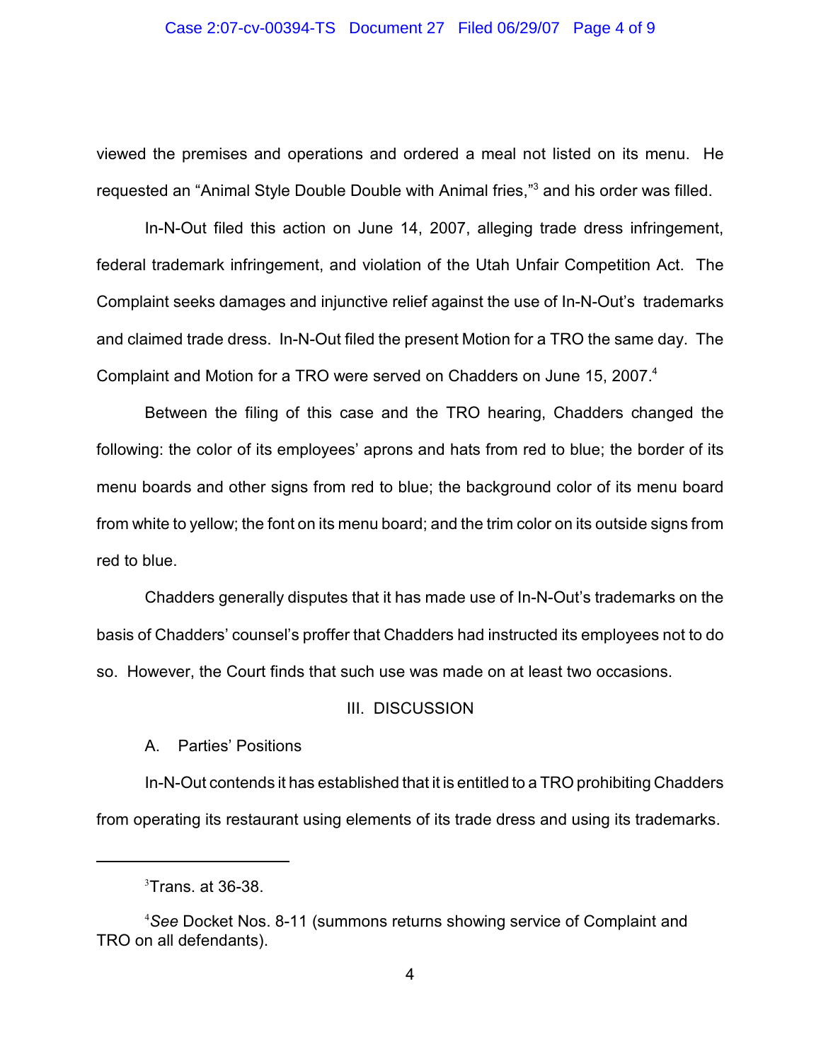viewed the premises and operations and ordered a meal not listed on its menu. He requested an "Animal Style Double Double with Animal fries,"[3] and his order was filled.

In-N-Out filed this action on June 14, 2007, alleging trade dress infringement, federal trademark infringement, and violation of the Utah Unfair Competition Act. The Complaint seeks damages and injunctive relief against the use of In-N-Out's trademarks and claimed trade dress. In-N-Out filed the present Motion for a TRO the same day. The Complaint and Motion for a TRO were served on Chadders on June 15, 2007.[4]

Between the filing of this case and the TRO hearing, Chadders changed the following: the color of its employees' aprons and hats from red to blue; the border of its menu boards and other signs from red to blue; the background color of its menu board from white to yellow; the font on its menu board; and the trim color on its outside signs from red to blue.

Chadders generally disputes that it has made use of In-N-Out's trademarks on the basis of Chadders' counsel's proffer that Chadders had instructed its employees not to do so. However, the Court finds that such use was made on at least two occasions.

## III. DISCUSSION

### A. Parties' Positions

In-N-Out contends it has established that it is entitled to a TRO prohibiting Chadders from operating its restaurant using elements of its trade dress and using its trademarks.

---

[3] Trans. at 36-38.

[4] *See* Docket Nos. 8-11 (summons returns showing service of Complaint and TRO on all defendants).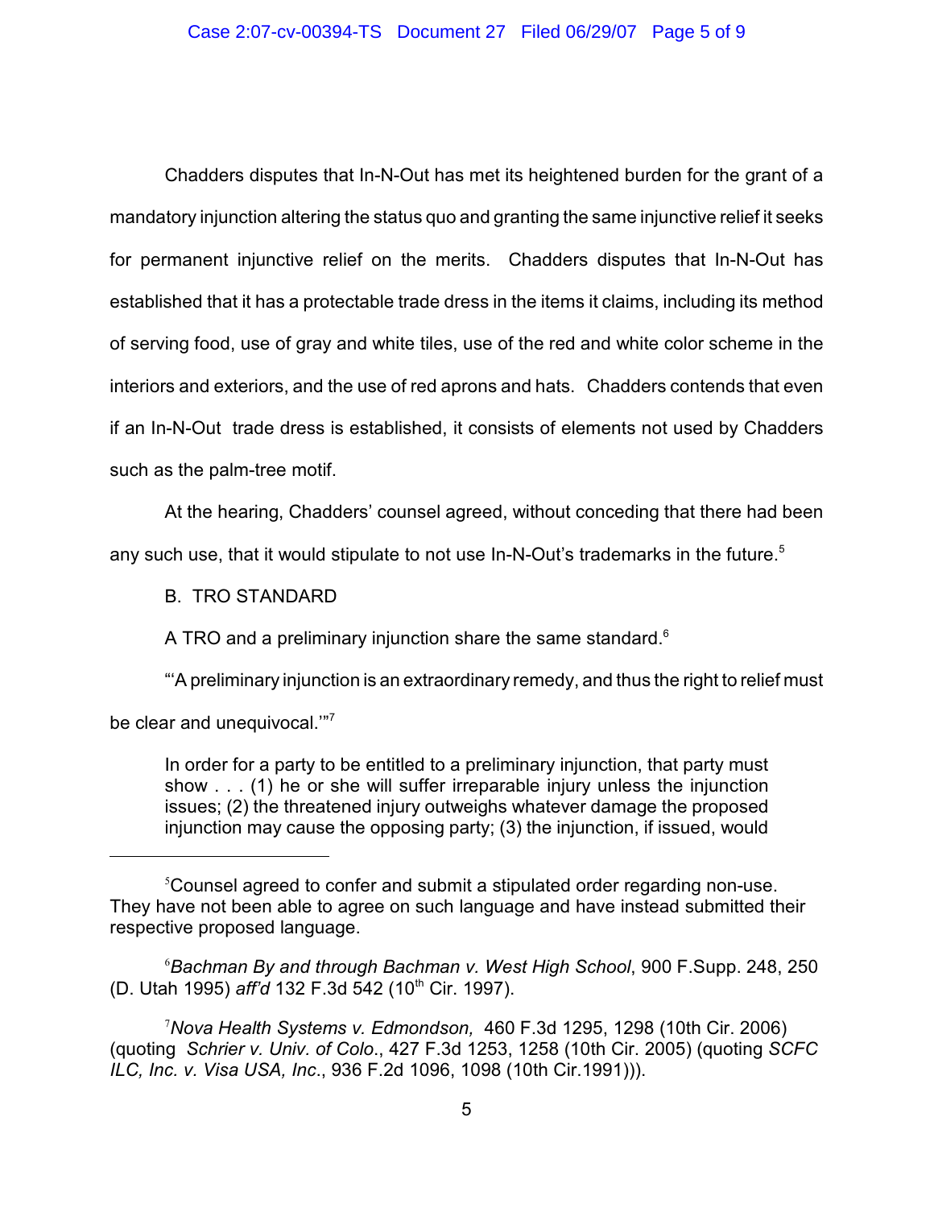Chadders disputes that In-N-Out has met its heightened burden for the grant of a mandatory injunction altering the status quo and granting the same injunctive relief it seeks for permanent injunctive relief on the merits. Chadders disputes that In-N-Out has established that it has a protectable trade dress in the items it claims, including its method of serving food, use of gray and white tiles, use of the red and white color scheme in the interiors and exteriors, and the use of red aprons and hats. Chadders contends that even if an In-N-Out trade dress is established, it consists of elements not used by Chadders such as the palm-tree motif.

At the hearing, Chadders' counsel agreed, without conceding that there had been any such use, that it would stipulate to not use In-N-Out's trademarks in the future.[5]

B. TRO STANDARD

A TRO and a preliminary injunction share the same standard.[6]

"'A preliminary injunction is an extraordinary remedy, and thus the right to relief must be clear and unequivocal.'"[7]

> In order for a party to be entitled to a preliminary injunction, that party must show . . . (1) he or she will suffer irreparable injury unless the injunction issues; (2) the threatened injury outweighs whatever damage the proposed injunction may cause the opposing party; (3) the injunction, if issued, would

---

[5] Counsel agreed to confer and submit a stipulated order regarding non-use. They have not been able to agree on such language and have instead submitted their respective proposed language.

[6] *Bachman By and through Bachman v. West High School*, 900 F.Supp. 248, 250 (D. Utah 1995) *aff'd* 132 F.3d 542 (10th Cir. 1997).

[7] *Nova Health Systems v. Edmondson,* 460 F.3d 1295, 1298 (10th Cir. 2006) (quoting *Schrier v. Univ. of Colo*., 427 F.3d 1253, 1258 (10th Cir. 2005) (quoting *SCFC ILC, Inc. v. Visa USA, Inc*., 936 F.2d 1096, 1098 (10th Cir.1991))).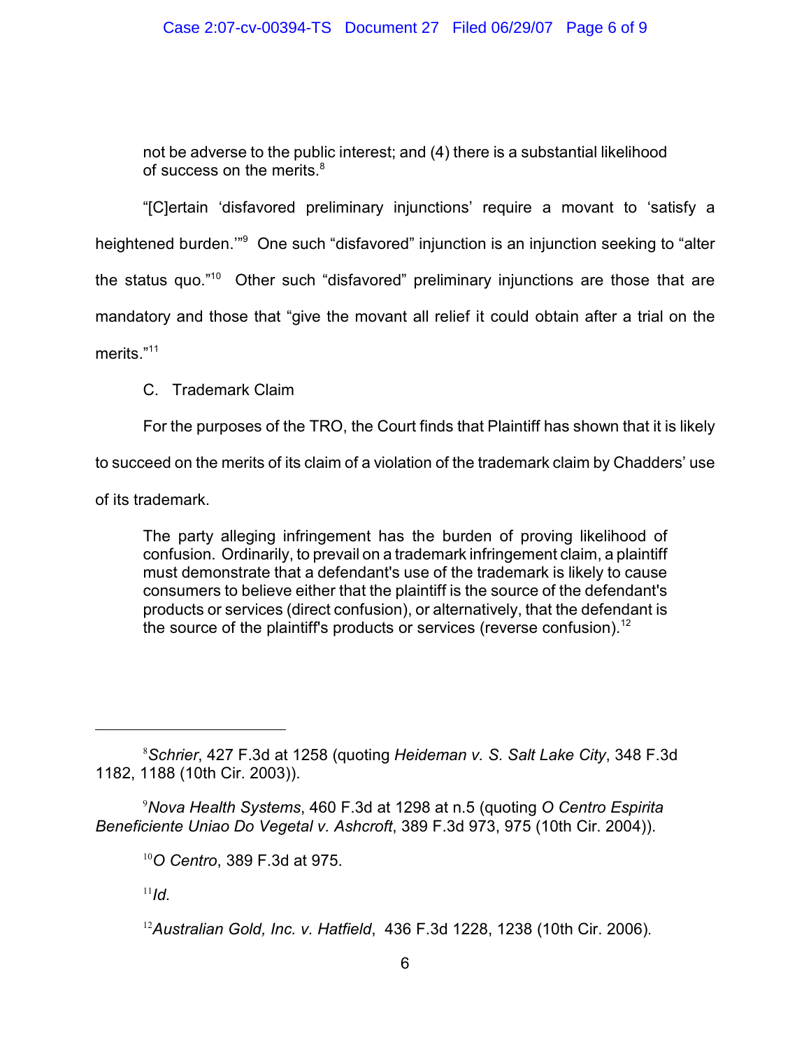> not be adverse to the public interest; and (4) there is a substantial likelihood of success on the merits.[8]

"[C]ertain 'disfavored preliminary injunctions' require a movant to 'satisfy a heightened burden.'"[9] One such "disfavored" injunction is an injunction seeking to "alter the status quo."[10] Other such "disfavored" preliminary injunctions are those that are mandatory and those that "give the movant all relief it could obtain after a trial on the merits."[11]

C. Trademark Claim

For the purposes of the TRO, the Court finds that Plaintiff has shown that it is likely to succeed on the merits of its claim of a violation of the trademark claim by Chadders' use of its trademark.

> The party alleging infringement has the burden of proving likelihood of confusion. Ordinarily, to prevail on a trademark infringement claim, a plaintiff must demonstrate that a defendant's use of the trademark is likely to cause consumers to believe either that the plaintiff is the source of the defendant's products or services (direct confusion), or alternatively, that the defendant is the source of the plaintiff's products or services (reverse confusion).[12]

---

[8] *Schrier*, 427 F.3d at 1258 (quoting *Heideman v. S. Salt Lake City*, 348 F.3d 1182, 1188 (10th Cir. 2003)).

[9] *Nova Health Systems*, 460 F.3d at 1298 at n.5 (quoting *O Centro Espirita Beneficiente Uniao Do Vegetal v. Ashcroft*, 389 F.3d 973, 975 (10th Cir. 2004)).

[10] *O Centro*, 389 F.3d at 975.

[11] *Id.*

[12] *Australian Gold, Inc. v. Hatfield*, 436 F.3d 1228, 1238 (10th Cir. 2006).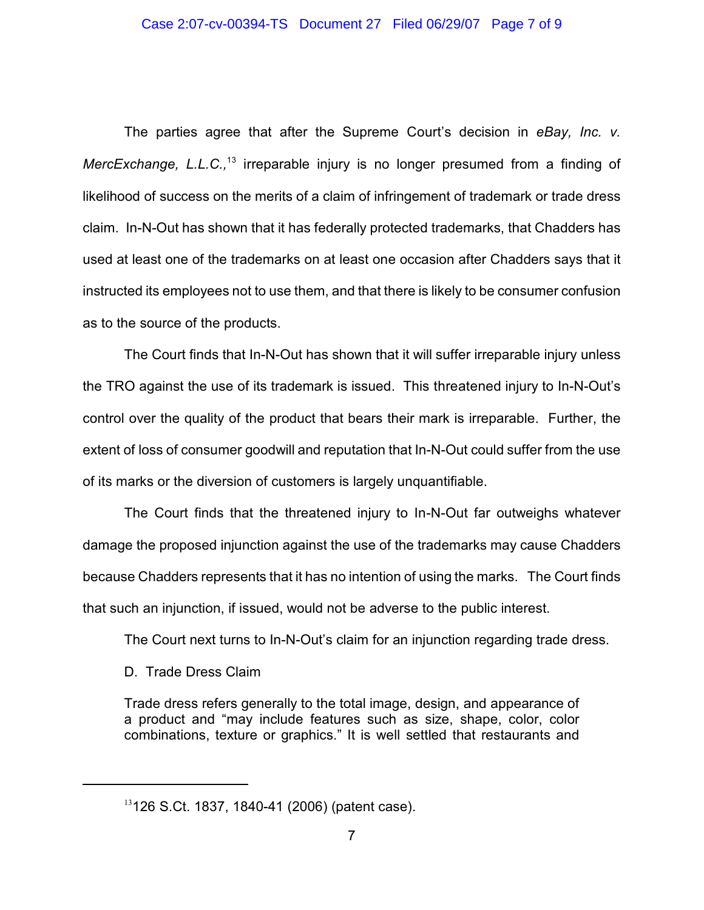The parties agree that after the Supreme Court's decision in *eBay, Inc. v. MercExchange, L.L.C.,*[13] irreparable injury is no longer presumed from a finding of likelihood of success on the merits of a claim of infringement of trademark or trade dress claim. In-N-Out has shown that it has federally protected trademarks, that Chadders has used at least one of the trademarks on at least one occasion after Chadders says that it instructed its employees not to use them, and that there is likely to be consumer confusion as to the source of the products.

The Court finds that In-N-Out has shown that it will suffer irreparable injury unless the TRO against the use of its trademark is issued. This threatened injury to In-N-Out's control over the quality of the product that bears their mark is irreparable. Further, the extent of loss of consumer goodwill and reputation that In-N-Out could suffer from the use of its marks or the diversion of customers is largely unquantifiable.

The Court finds that the threatened injury to In-N-Out far outweighs whatever damage the proposed injunction against the use of the trademarks may cause Chadders because Chadders represents that it has no intention of using the marks. The Court finds that such an injunction, if issued, would not be adverse to the public interest.

The Court next turns to In-N-Out's claim for an injunction regarding trade dress.

D. Trade Dress Claim

> Trade dress refers generally to the total image, design, and appearance of a product and "may include features such as size, shape, color, color combinations, texture or graphics." It is well settled that restaurants and

---

[13] 126 S.Ct. 1837, 1840-41 (2006) (patent case).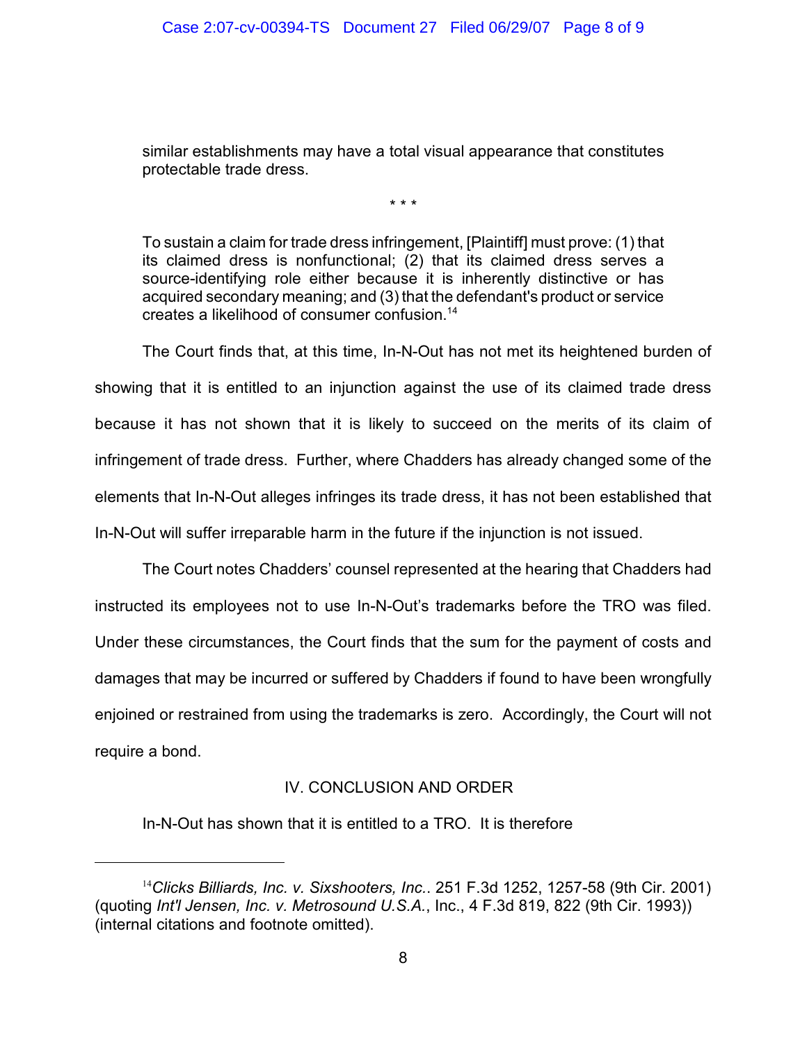> similar establishments may have a total visual appearance that constitutes protectable trade dress.
>
> \* \* \*
>
> To sustain a claim for trade dress infringement, [Plaintiff] must prove: (1) that its claimed dress is nonfunctional; (2) that its claimed dress serves a source-identifying role either because it is inherently distinctive or has acquired secondary meaning; and (3) that the defendant's product or service creates a likelihood of consumer confusion.[14]

The Court finds that, at this time, In-N-Out has not met its heightened burden of showing that it is entitled to an injunction against the use of its claimed trade dress because it has not shown that it is likely to succeed on the merits of its claim of infringement of trade dress. Further, where Chadders has already changed some of the elements that In-N-Out alleges infringes its trade dress, it has not been established that In-N-Out will suffer irreparable harm in the future if the injunction is not issued.

The Court notes Chadders' counsel represented at the hearing that Chadders had instructed its employees not to use In-N-Out's trademarks before the TRO was filed. Under these circumstances, the Court finds that the sum for the payment of costs and damages that may be incurred or suffered by Chadders if found to have been wrongfully enjoined or restrained from using the trademarks is zero. Accordingly, the Court will not require a bond.

## IV. CONCLUSION AND ORDER

In-N-Out has shown that it is entitled to a TRO. It is therefore

---

[14] *Clicks Billiards, Inc. v. Sixshooters, Inc.*. 251 F.3d 1252, 1257-58 (9th Cir. 2001) (quoting *Int'l Jensen, Inc. v. Metrosound U.S.A.*, Inc., 4 F.3d 819, 822 (9th Cir. 1993)) (internal citations and footnote omitted).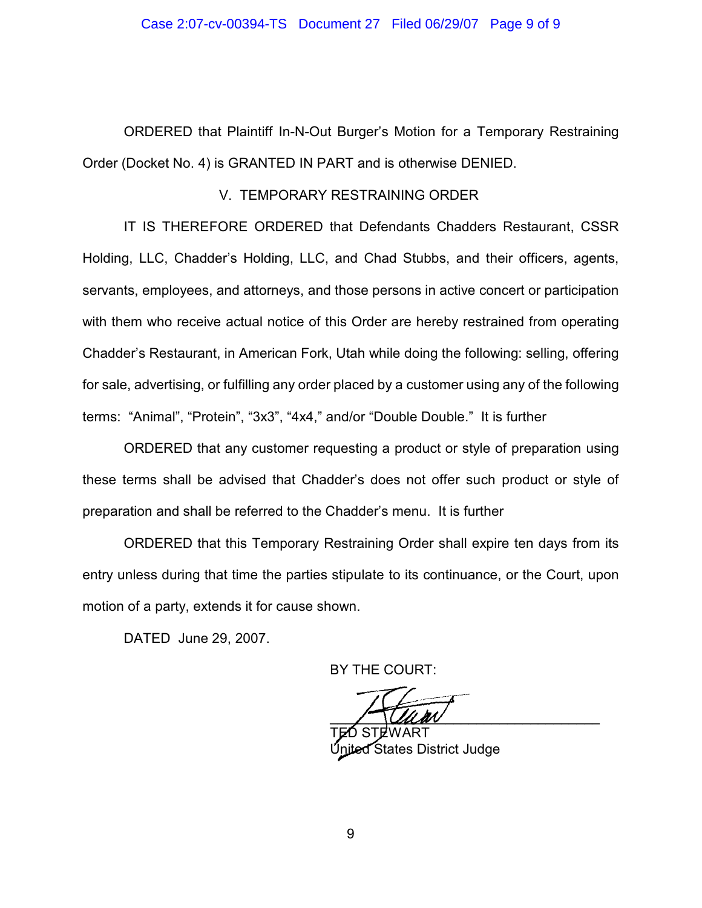ORDERED that Plaintiff In-N-Out Burger's Motion for a Temporary Restraining Order (Docket No. 4) is GRANTED IN PART and is otherwise DENIED.

## V. TEMPORARY RESTRAINING ORDER

IT IS THEREFORE ORDERED that Defendants Chadders Restaurant, CSSR Holding, LLC, Chadder's Holding, LLC, and Chad Stubbs, and their officers, agents, servants, employees, and attorneys, and those persons in active concert or participation with them who receive actual notice of this Order are hereby restrained from operating Chadder's Restaurant, in American Fork, Utah while doing the following: selling, offering for sale, advertising, or fulfilling any order placed by a customer using any of the following terms: "Animal", "Protein", "3x3", "4x4," and/or "Double Double." It is further

ORDERED that any customer requesting a product or style of preparation using these terms shall be advised that Chadder's does not offer such product or style of preparation and shall be referred to the Chadder's menu. It is further

ORDERED that this Temporary Restraining Order shall expire ten days from its entry unless during that time the parties stipulate to its continuance, or the Court, upon motion of a party, extends it for cause shown.

DATED June 29, 2007.

BY THE COURT:

___________________________________
TED STEWART
United States District Judge